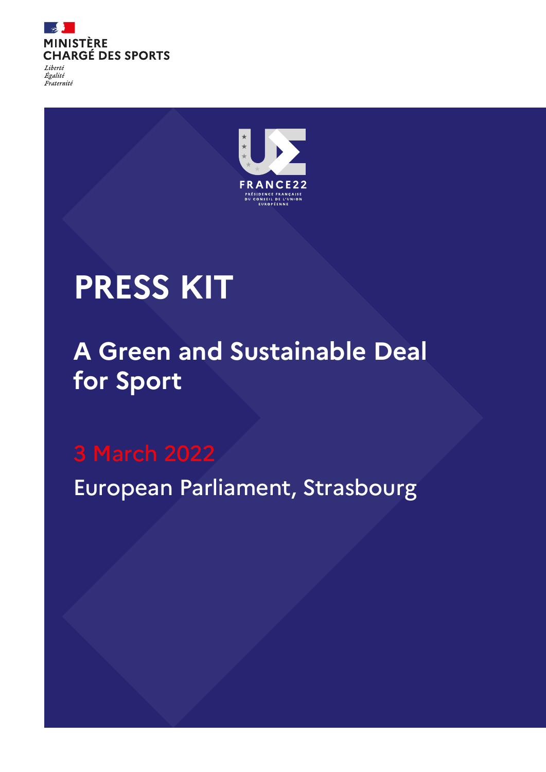MINISTÈRE
CHARGÉ DES SPORTS

*Liberté*
*Égalité*
*Fraternité*

FRANCE22
PRÉSIDENCE FRANÇAISE DU CONSEIL DE L'UNION EUROPÉENNE

# PRESS KIT

## A Green and Sustainable Deal for Sport

3 March 2022

European Parliament, Strasbourg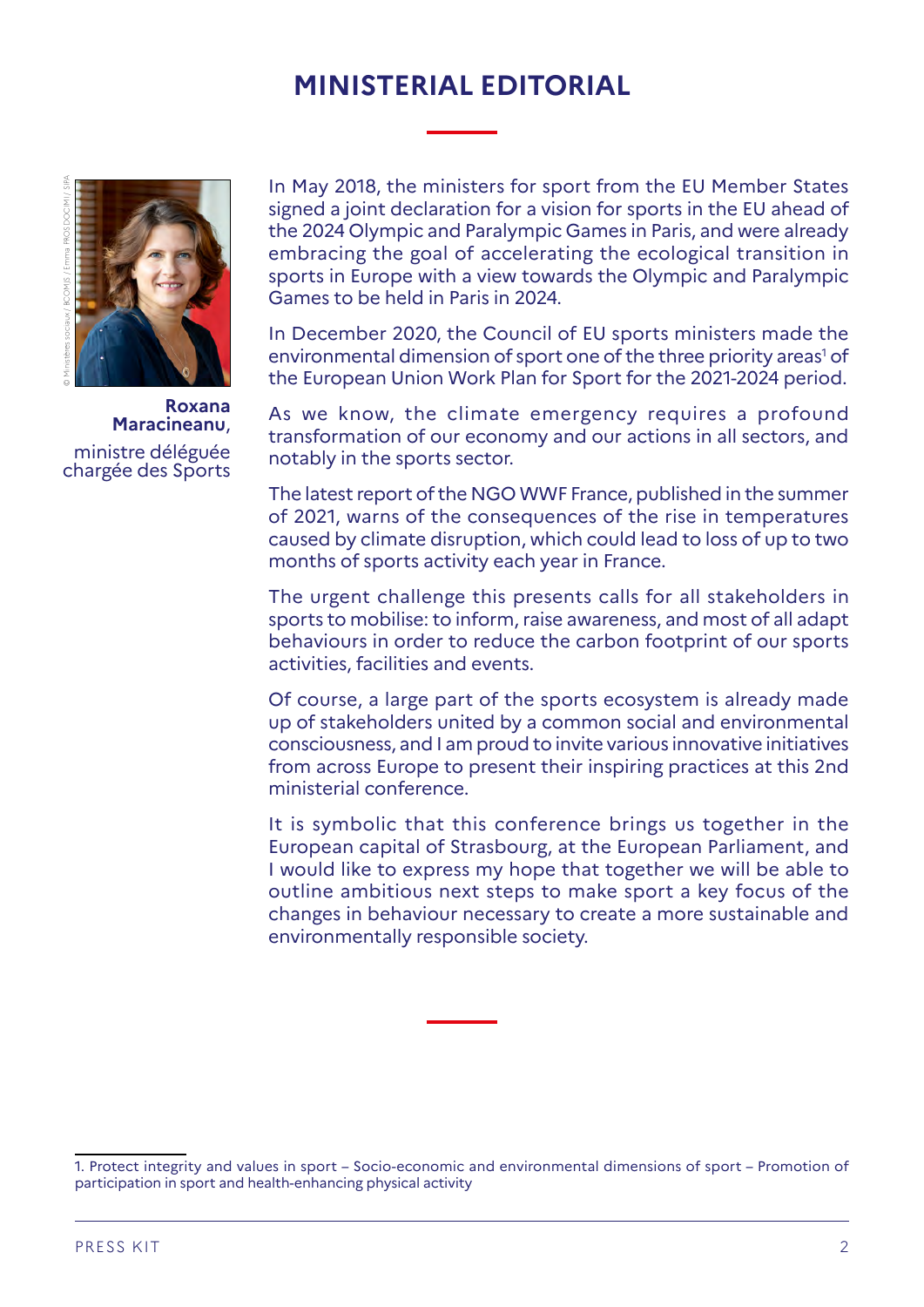# MINISTERIAL EDITORIAL

© Ministères sociaux / BCOMJS / Emma PROS DOCIMI / SIPA

**Roxana Maracineanu**, ministre déléguée chargée des Sports

In May 2018, the ministers for sport from the EU Member States signed a joint declaration for a vision for sports in the EU ahead of the 2024 Olympic and Paralympic Games in Paris, and were already embracing the goal of accelerating the ecological transition in sports in Europe with a view towards the Olympic and Paralympic Games to be held in Paris in 2024.

In December 2020, the Council of EU sports ministers made the environmental dimension of sport one of the three priority areas[1] of the European Union Work Plan for Sport for the 2021-2024 period.

As we know, the climate emergency requires a profound transformation of our economy and our actions in all sectors, and notably in the sports sector.

The latest report of the NGO WWF France, published in the summer of 2021, warns of the consequences of the rise in temperatures caused by climate disruption, which could lead to loss of up to two months of sports activity each year in France.

The urgent challenge this presents calls for all stakeholders in sports to mobilise: to inform, raise awareness, and most of all adapt behaviours in order to reduce the carbon footprint of our sports activities, facilities and events.

Of course, a large part of the sports ecosystem is already made up of stakeholders united by a common social and environmental consciousness, and I am proud to invite various innovative initiatives from across Europe to present their inspiring practices at this 2nd ministerial conference.

It is symbolic that this conference brings us together in the European capital of Strasbourg, at the European Parliament, and I would like to express my hope that together we will be able to outline ambitious next steps to make sport a key focus of the changes in behaviour necessary to create a more sustainable and environmentally responsible society.

---

1. Protect integrity and values in sport – Socio-economic and environmental dimensions of sport – Promotion of participation in sport and health-enhancing physical activity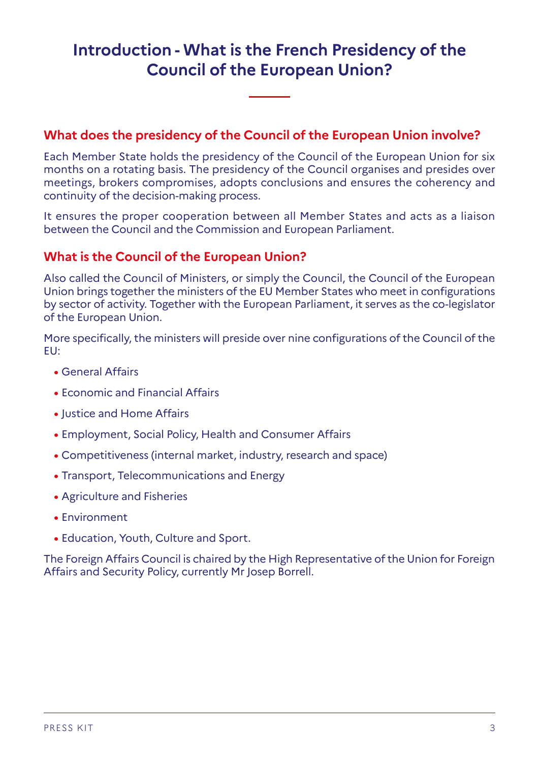# Introduction - What is the French Presidency of the Council of the European Union?

## What does the presidency of the Council of the European Union involve?

Each Member State holds the presidency of the Council of the European Union for six months on a rotating basis. The presidency of the Council organises and presides over meetings, brokers compromises, adopts conclusions and ensures the coherency and continuity of the decision-making process.

It ensures the proper cooperation between all Member States and acts as a liaison between the Council and the Commission and European Parliament.

## What is the Council of the European Union?

Also called the Council of Ministers, or simply the Council, the Council of the European Union brings together the ministers of the EU Member States who meet in configurations by sector of activity. Together with the European Parliament, it serves as the co-legislator of the European Union.

More specifically, the ministers will preside over nine configurations of the Council of the EU:

- General Affairs
- Economic and Financial Affairs
- Justice and Home Affairs
- Employment, Social Policy, Health and Consumer Affairs
- Competitiveness (internal market, industry, research and space)
- Transport, Telecommunications and Energy
- Agriculture and Fisheries
- Environment
- Education, Youth, Culture and Sport.

The Foreign Affairs Council is chaired by the High Representative of the Union for Foreign Affairs and Security Policy, currently Mr Josep Borrell.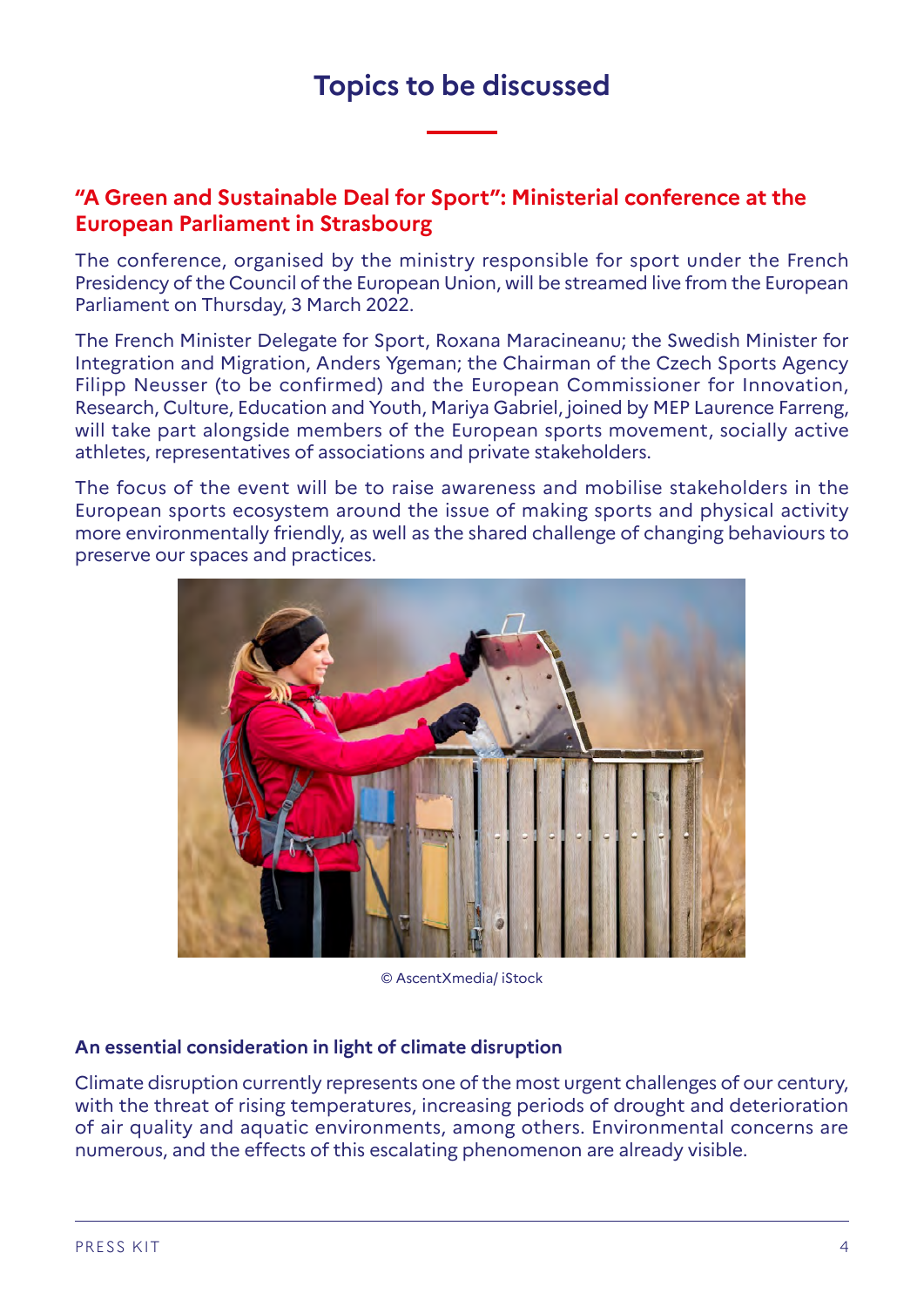# Topics to be discussed

## "A Green and Sustainable Deal for Sport": Ministerial conference at the European Parliament in Strasbourg

The conference, organised by the ministry responsible for sport under the French Presidency of the Council of the European Union, will be streamed live from the European Parliament on Thursday, 3 March 2022.

The French Minister Delegate for Sport, Roxana Maracineanu; the Swedish Minister for Integration and Migration, Anders Ygeman; the Chairman of the Czech Sports Agency Filipp Neusser (to be confirmed) and the European Commissioner for Innovation, Research, Culture, Education and Youth, Mariya Gabriel, joined by MEP Laurence Farreng, will take part alongside members of the European sports movement, socially active athletes, representatives of associations and private stakeholders.

The focus of the event will be to raise awareness and mobilise stakeholders in the European sports ecosystem around the issue of making sports and physical activity more environmentally friendly, as well as the shared challenge of changing behaviours to preserve our spaces and practices.

© AscentXmedia/ iStock

### An essential consideration in light of climate disruption

Climate disruption currently represents one of the most urgent challenges of our century, with the threat of rising temperatures, increasing periods of drought and deterioration of air quality and aquatic environments, among others. Environmental concerns are numerous, and the effects of this escalating phenomenon are already visible.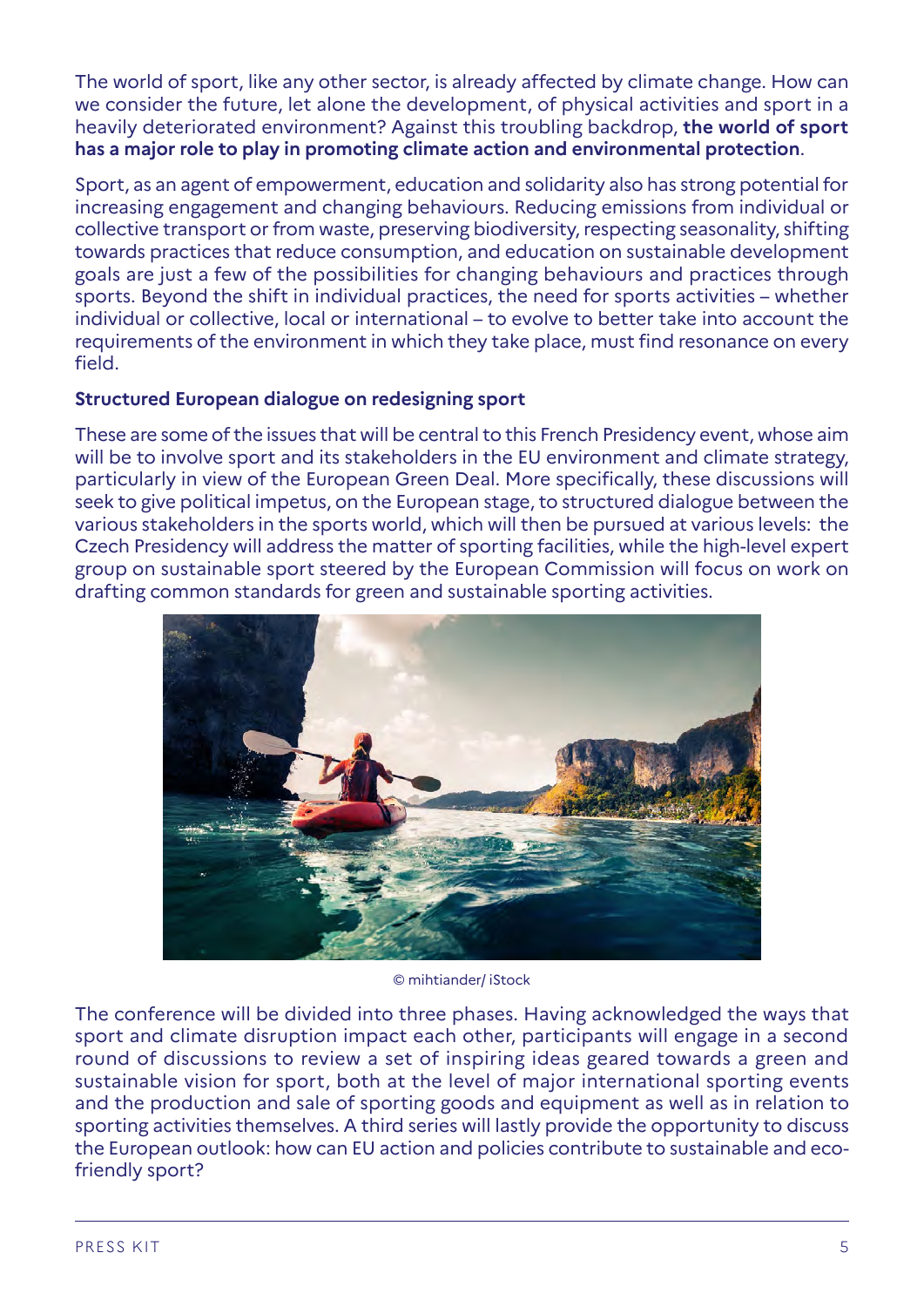The world of sport, like any other sector, is already affected by climate change. How can we consider the future, let alone the development, of physical activities and sport in a heavily deteriorated environment? Against this troubling backdrop, **the world of sport has a major role to play in promoting climate action and environmental protection**.

Sport, as an agent of empowerment, education and solidarity also has strong potential for increasing engagement and changing behaviours. Reducing emissions from individual or collective transport or from waste, preserving biodiversity, respecting seasonality, shifting towards practices that reduce consumption, and education on sustainable development goals are just a few of the possibilities for changing behaviours and practices through sports. Beyond the shift in individual practices, the need for sports activities – whether individual or collective, local or international – to evolve to better take into account the requirements of the environment in which they take place, must find resonance on every field.

**Structured European dialogue on redesigning sport**

These are some of the issues that will be central to this French Presidency event, whose aim will be to involve sport and its stakeholders in the EU environment and climate strategy, particularly in view of the European Green Deal. More specifically, these discussions will seek to give political impetus, on the European stage, to structured dialogue between the various stakeholders in the sports world, which will then be pursued at various levels: the Czech Presidency will address the matter of sporting facilities, while the high-level expert group on sustainable sport steered by the European Commission will focus on work on drafting common standards for green and sustainable sporting activities.

© mihtiander/ iStock

The conference will be divided into three phases. Having acknowledged the ways that sport and climate disruption impact each other, participants will engage in a second round of discussions to review a set of inspiring ideas geared towards a green and sustainable vision for sport, both at the level of major international sporting events and the production and sale of sporting goods and equipment as well as in relation to sporting activities themselves. A third series will lastly provide the opportunity to discuss the European outlook: how can EU action and policies contribute to sustainable and eco-friendly sport?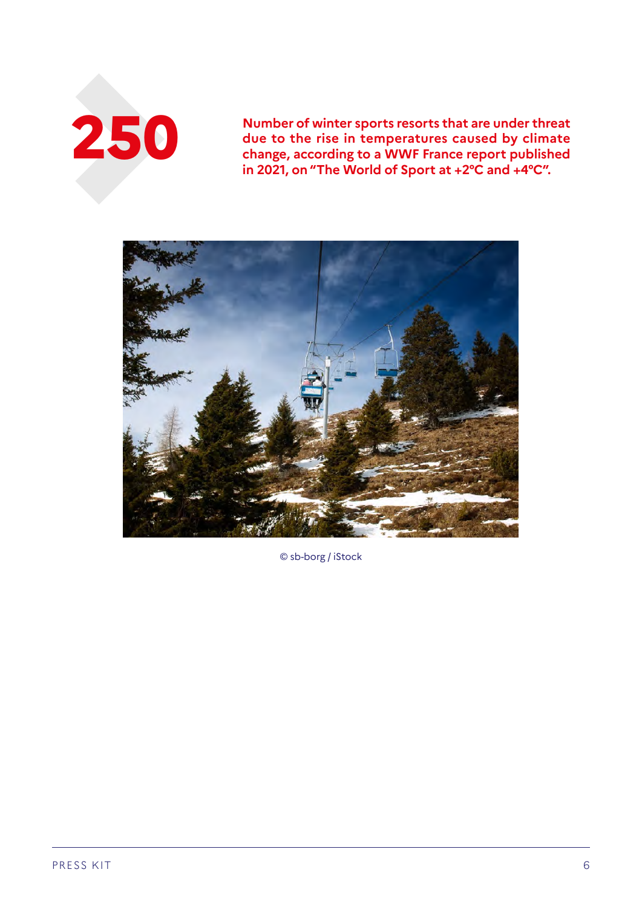**250**

**Number of winter sports resorts that are under threat due to the rise in temperatures caused by climate change, according to a WWF France report published in 2021, on "The World of Sport at +2°C and +4°C".**

© sb-borg / iStock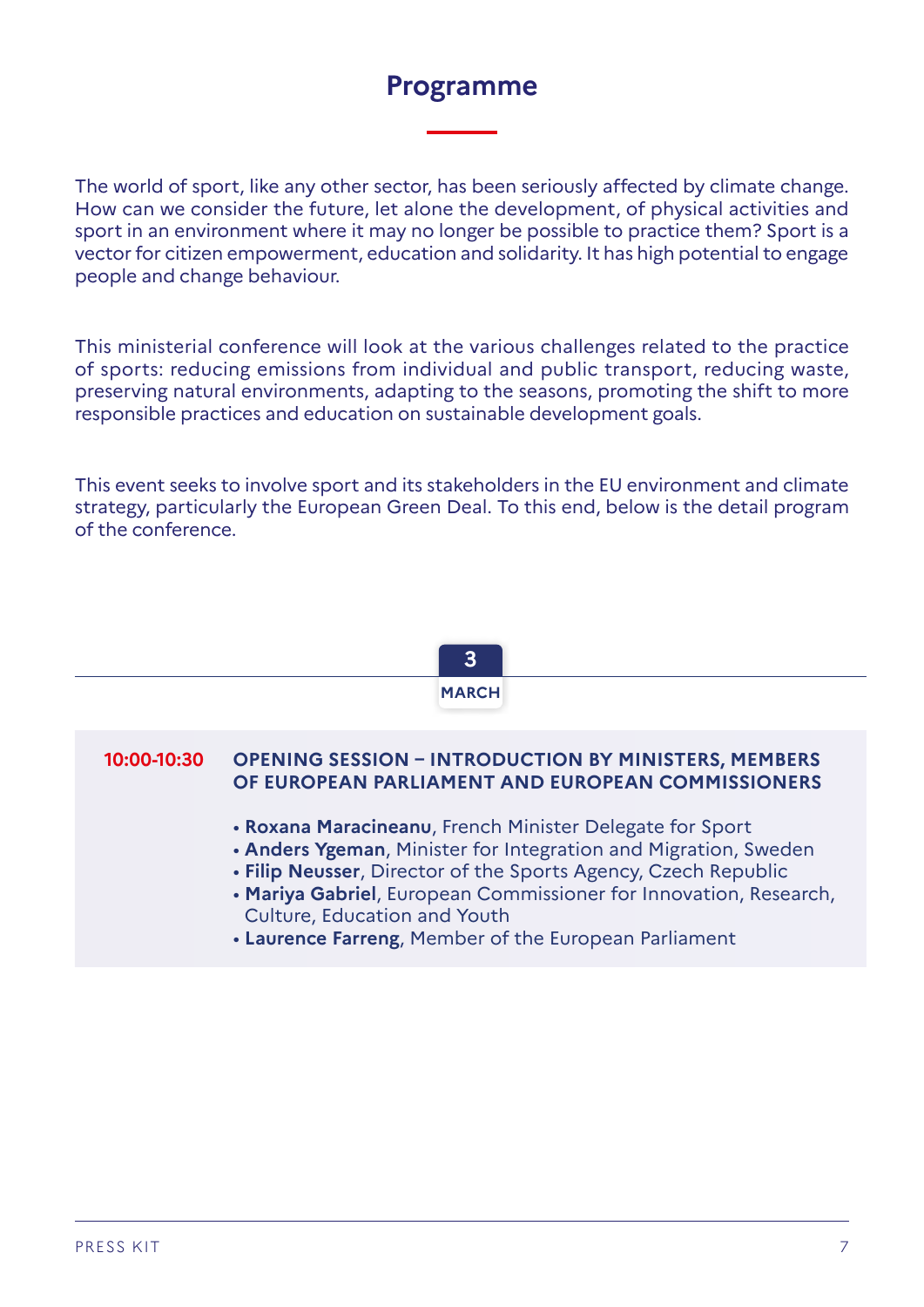# Programme

The world of sport, like any other sector, has been seriously affected by climate change. How can we consider the future, let alone the development, of physical activities and sport in an environment where it may no longer be possible to practice them? Sport is a vector for citizen empowerment, education and solidarity. It has high potential to engage people and change behaviour.

This ministerial conference will look at the various challenges related to the practice of sports: reducing emissions from individual and public transport, reducing waste, preserving natural environments, adapting to the seasons, promoting the shift to more responsible practices and education on sustainable development goals.

This event seeks to involve sport and its stakeholders in the EU environment and climate strategy, particularly the European Green Deal. To this end, below is the detail program of the conference.

## 3 MARCH

**10:00-10:30** **OPENING SESSION – INTRODUCTION BY MINISTERS, MEMBERS OF EUROPEAN PARLIAMENT AND EUROPEAN COMMISSIONERS**

- **Roxana Maracineanu**, French Minister Delegate for Sport
- **Anders Ygeman**, Minister for Integration and Migration, Sweden
- **Filip Neusser**, Director of the Sports Agency, Czech Republic
- **Mariya Gabriel**, European Commissioner for Innovation, Research, Culture, Education and Youth
- **Laurence Farreng**, Member of the European Parliament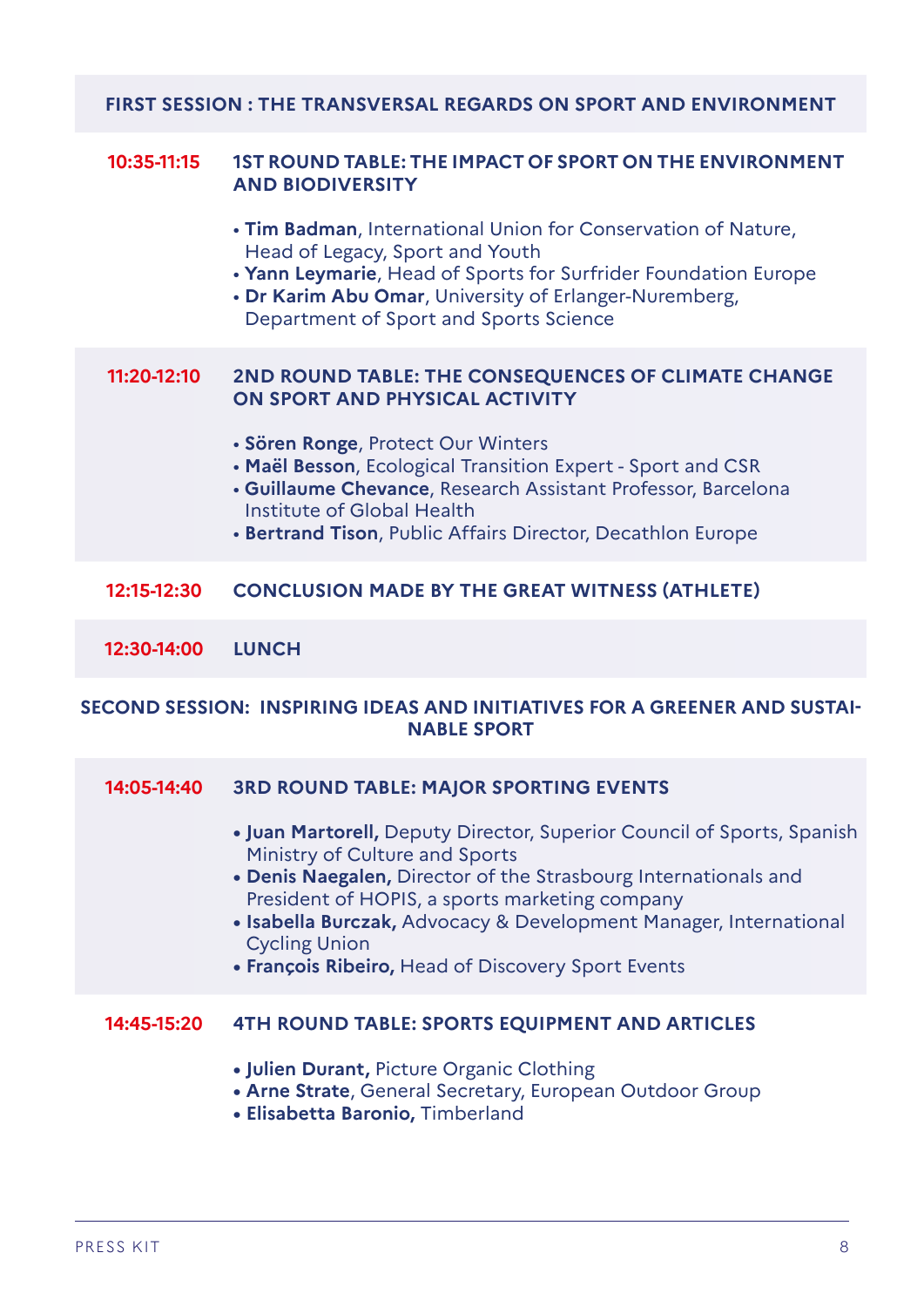## FIRST SESSION : THE TRANSVERSAL REGARDS ON SPORT AND ENVIRONMENT

**10:35-11:15** **1ST ROUND TABLE: THE IMPACT OF SPORT ON THE ENVIRONMENT AND BIODIVERSITY**

- **Tim Badman**, International Union for Conservation of Nature, Head of Legacy, Sport and Youth
- **Yann Leymarie**, Head of Sports for Surfrider Foundation Europe
- **Dr Karim Abu Omar**, University of Erlanger-Nuremberg, Department of Sport and Sports Science

**11:20-12:10** **2ND ROUND TABLE: THE CONSEQUENCES OF CLIMATE CHANGE ON SPORT AND PHYSICAL ACTIVITY**

- **Sören Ronge**, Protect Our Winters
- **Maël Besson**, Ecological Transition Expert - Sport and CSR
- **Guillaume Chevance**, Research Assistant Professor, Barcelona Institute of Global Health
- **Bertrand Tison**, Public Affairs Director, Decathlon Europe

**12:15-12:30** **CONCLUSION MADE BY THE GREAT WITNESS (ATHLETE)**

**12:30-14:00** **LUNCH**

## SECOND SESSION: INSPIRING IDEAS AND INITIATIVES FOR A GREENER AND SUSTAINABLE SPORT

**14:05-14:40** **3RD ROUND TABLE: MAJOR SPORTING EVENTS**

- **Juan Martorell,** Deputy Director, Superior Council of Sports, Spanish Ministry of Culture and Sports
- **Denis Naegalen,** Director of the Strasbourg Internationals and President of HOPIS, a sports marketing company
- **Isabella Burczak,** Advocacy & Development Manager, International Cycling Union
- **François Ribeiro,** Head of Discovery Sport Events

**14:45-15:20** **4TH ROUND TABLE: SPORTS EQUIPMENT AND ARTICLES**

- **Julien Durant,** Picture Organic Clothing
- **Arne Strate**, General Secretary, European Outdoor Group
- **Elisabetta Baronio,** Timberland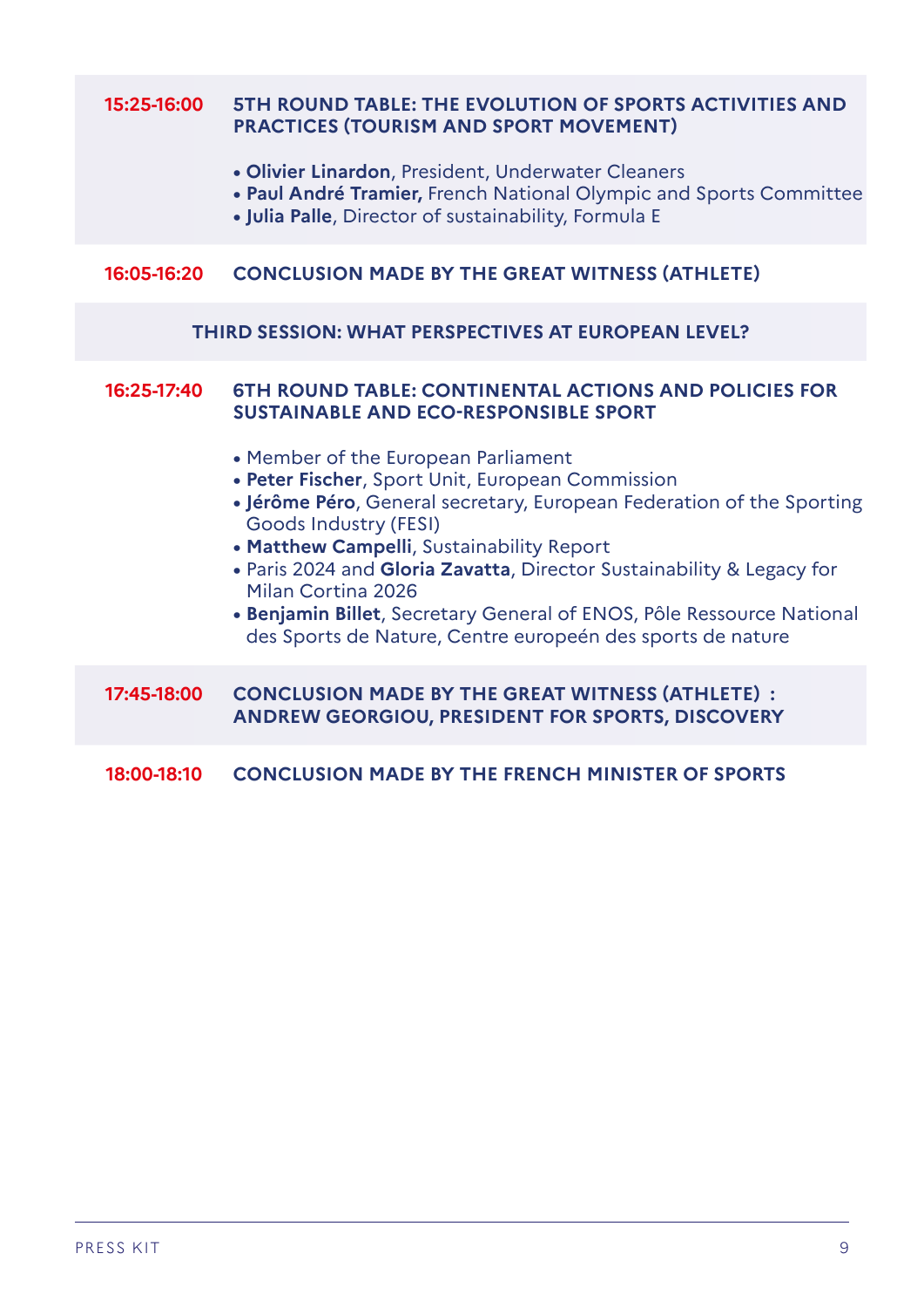**15:25-16:00** **5TH ROUND TABLE: THE EVOLUTION OF SPORTS ACTIVITIES AND PRACTICES (TOURISM AND SPORT MOVEMENT)**

- **Olivier Linardon**, President, Underwater Cleaners
- **Paul André Tramier,** French National Olympic and Sports Committee
- **Julia Palle**, Director of sustainability, Formula E

**16:05-16:20** **CONCLUSION MADE BY THE GREAT WITNESS (ATHLETE)**

## THIRD SESSION: WHAT PERSPECTIVES AT EUROPEAN LEVEL?

**16:25-17:40** **6TH ROUND TABLE: CONTINENTAL ACTIONS AND POLICIES FOR SUSTAINABLE AND ECO-RESPONSIBLE SPORT**

- Member of the European Parliament
- **Peter Fischer**, Sport Unit, European Commission
- **Jérôme Péro**, General secretary, European Federation of the Sporting Goods Industry (FESI)
- **Matthew Campelli**, Sustainability Report
- Paris 2024 and **Gloria Zavatta**, Director Sustainability & Legacy for Milan Cortina 2026
- **Benjamin Billet**, Secretary General of ENOS, Pôle Ressource National des Sports de Nature, Centre europeén des sports de nature

**17:45-18:00** **CONCLUSION MADE BY THE GREAT WITNESS (ATHLETE) : ANDREW GEORGIOU, PRESIDENT FOR SPORTS, DISCOVERY**

**18:00-18:10** **CONCLUSION MADE BY THE FRENCH MINISTER OF SPORTS**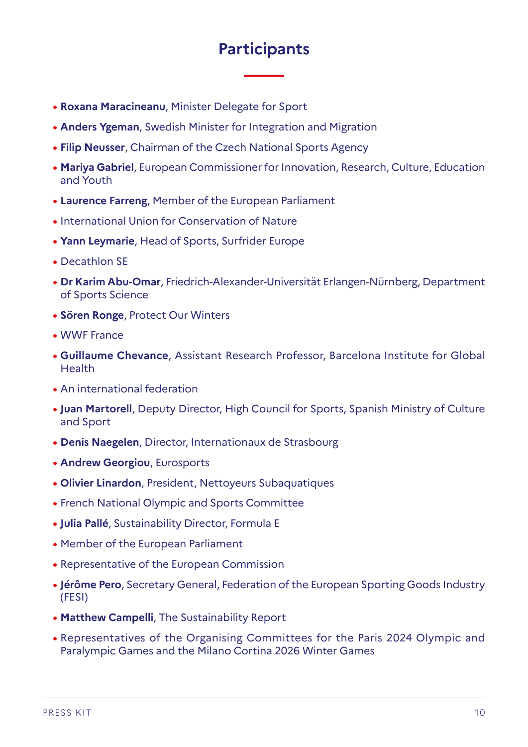# Participants

- **Roxana Maracineanu**, Minister Delegate for Sport
- **Anders Ygeman**, Swedish Minister for Integration and Migration
- **Filip Neusser**, Chairman of the Czech National Sports Agency
- **Mariya Gabriel**, European Commissioner for Innovation, Research, Culture, Education and Youth
- **Laurence Farreng**, Member of the European Parliament
- International Union for Conservation of Nature
- **Yann Leymarie**, Head of Sports, Surfrider Europe
- Decathlon SE
- **Dr Karim Abu-Omar**, Friedrich-Alexander-Universität Erlangen-Nürnberg, Department of Sports Science
- **Sören Ronge**, Protect Our Winters
- WWF France
- **Guillaume Chevance**, Assistant Research Professor, Barcelona Institute for Global Health
- An international federation
- **Juan Martorell**, Deputy Director, High Council for Sports, Spanish Ministry of Culture and Sport
- **Denis Naegelen**, Director, Internationaux de Strasbourg
- **Andrew Georgiou**, Eurosports
- **Olivier Linardon**, President, Nettoyeurs Subaquatiques
- French National Olympic and Sports Committee
- **Julia Pallé**, Sustainability Director, Formula E
- Member of the European Parliament
- Representative of the European Commission
- **Jérôme Pero**, Secretary General, Federation of the European Sporting Goods Industry (FESI)
- **Matthew Campelli**, The Sustainability Report
- Representatives of the Organising Committees for the Paris 2024 Olympic and Paralympic Games and the Milano Cortina 2026 Winter Games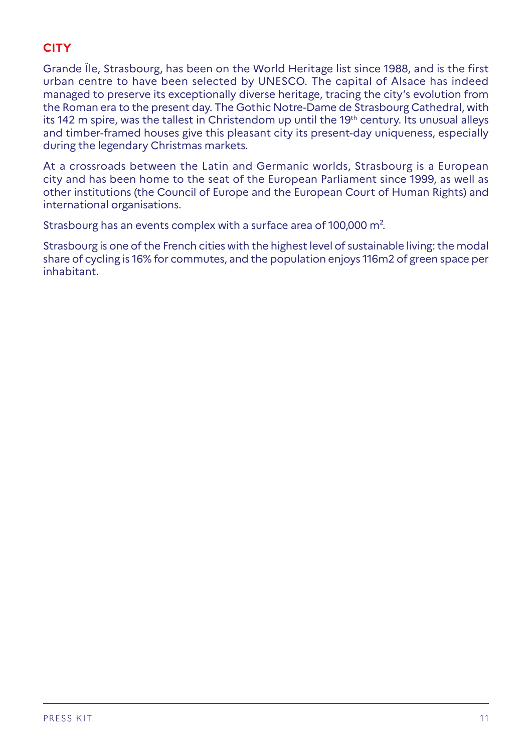## CITY

Grande Île, Strasbourg, has been on the World Heritage list since 1988, and is the first urban centre to have been selected by UNESCO. The capital of Alsace has indeed managed to preserve its exceptionally diverse heritage, tracing the city's evolution from the Roman era to the present day. The Gothic Notre-Dame de Strasbourg Cathedral, with its 142 m spire, was the tallest in Christendom up until the 19th century. Its unusual alleys and timber-framed houses give this pleasant city its present-day uniqueness, especially during the legendary Christmas markets.

At a crossroads between the Latin and Germanic worlds, Strasbourg is a European city and has been home to the seat of the European Parliament since 1999, as well as other institutions (the Council of Europe and the European Court of Human Rights) and international organisations.

Strasbourg has an events complex with a surface area of 100,000 $m^2$.

Strasbourg is one of the French cities with the highest level of sustainable living: the modal share of cycling is 16% for commutes, and the population enjoys 116m2 of green space per inhabitant.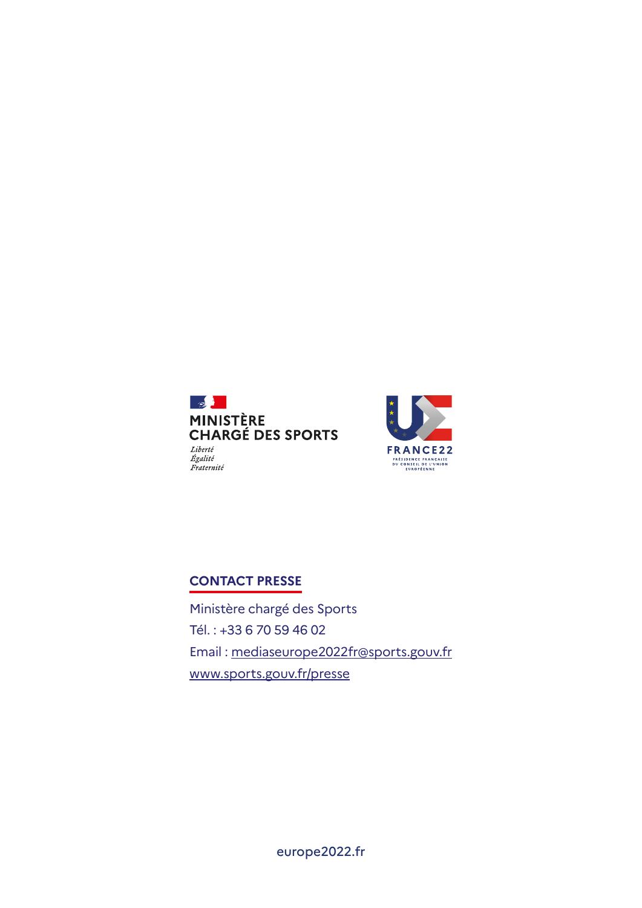MINISTÈRE CHARGÉ DES SPORTS

*Liberté*
*Égalité*
*Fraternité*

FRANCE22
PRÉSIDENCE FRANÇAISE DU CONSEIL DE L'UNION EUROPÉENNE

## CONTACT PRESSE

Ministère chargé des Sports
Tél. : +33 6 70 59 46 02
Email : mediaseurope2022fr@sports.gouv.fr
www.sports.gouv.fr/presse

europe2022.fr